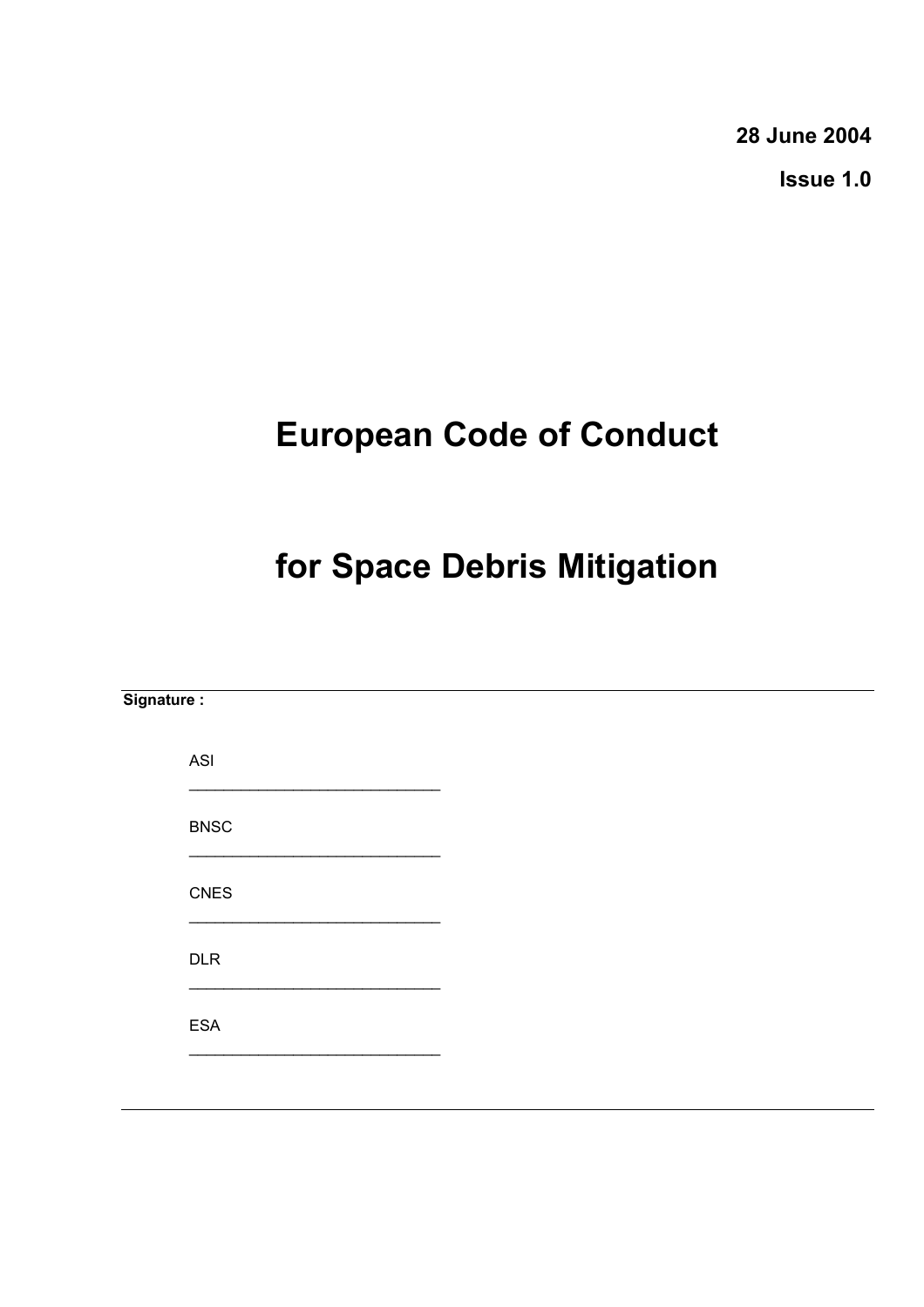**28 June 2004**

**Issue 1.0**

# European Code of Conduct

# for Space Debris Mitigation

---

**Signature :**

ASI

\_\_\_\_\_\_\_\_\_\_\_\_\_\_\_\_\_\_\_\_\_\_\_\_\_\_\_\_\_\_

BNSC

\_\_\_\_\_\_\_\_\_\_\_\_\_\_\_\_\_\_\_\_\_\_\_\_\_\_\_\_\_\_

CNES

\_\_\_\_\_\_\_\_\_\_\_\_\_\_\_\_\_\_\_\_\_\_\_\_\_\_\_\_\_\_

DLR

\_\_\_\_\_\_\_\_\_\_\_\_\_\_\_\_\_\_\_\_\_\_\_\_\_\_\_\_\_\_

ESA

\_\_\_\_\_\_\_\_\_\_\_\_\_\_\_\_\_\_\_\_\_\_\_\_\_\_\_\_\_\_

---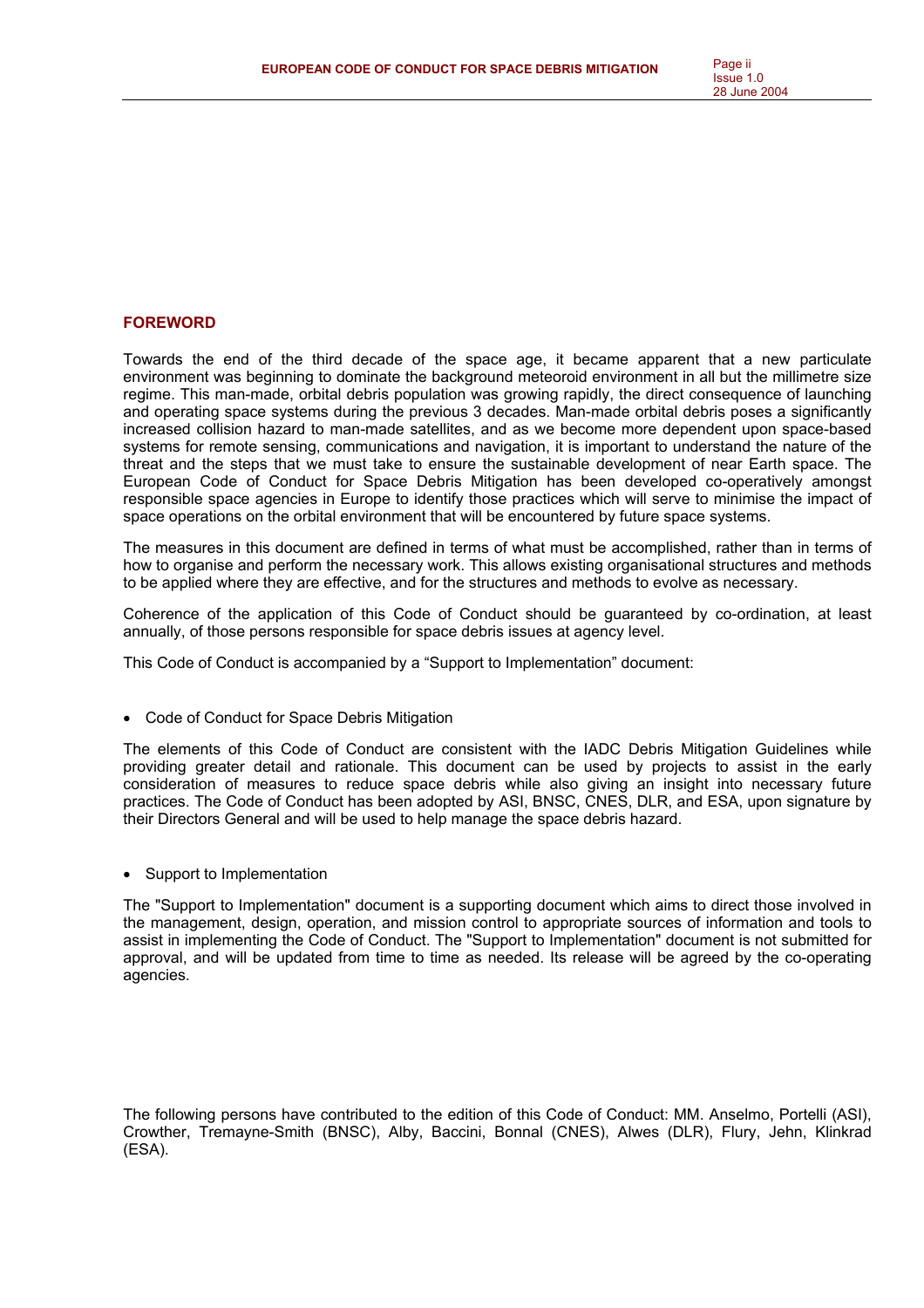## FOREWORD

Towards the end of the third decade of the space age, it became apparent that a new particulate environment was beginning to dominate the background meteoroid environment in all but the millimetre size regime. This man-made, orbital debris population was growing rapidly, the direct consequence of launching and operating space systems during the previous 3 decades. Man-made orbital debris poses a significantly increased collision hazard to man-made satellites, and as we become more dependent upon space-based systems for remote sensing, communications and navigation, it is important to understand the nature of the threat and the steps that we must take to ensure the sustainable development of near Earth space. The European Code of Conduct for Space Debris Mitigation has been developed co-operatively amongst responsible space agencies in Europe to identify those practices which will serve to minimise the impact of space operations on the orbital environment that will be encountered by future space systems.

The measures in this document are defined in terms of what must be accomplished, rather than in terms of how to organise and perform the necessary work. This allows existing organisational structures and methods to be applied where they are effective, and for the structures and methods to evolve as necessary.

Coherence of the application of this Code of Conduct should be guaranteed by co-ordination, at least annually, of those persons responsible for space debris issues at agency level.

This Code of Conduct is accompanied by a "Support to Implementation" document:

- Code of Conduct for Space Debris Mitigation

The elements of this Code of Conduct are consistent with the IADC Debris Mitigation Guidelines while providing greater detail and rationale. This document can be used by projects to assist in the early consideration of measures to reduce space debris while also giving an insight into necessary future practices. The Code of Conduct has been adopted by ASI, BNSC, CNES, DLR, and ESA, upon signature by their Directors General and will be used to help manage the space debris hazard.

- Support to Implementation

The "Support to Implementation" document is a supporting document which aims to direct those involved in the management, design, operation, and mission control to appropriate sources of information and tools to assist in implementing the Code of Conduct. The "Support to Implementation" document is not submitted for approval, and will be updated from time to time as needed. Its release will be agreed by the co-operating agencies.

The following persons have contributed to the edition of this Code of Conduct: MM. Anselmo, Portelli (ASI), Crowther, Tremayne-Smith (BNSC), Alby, Baccini, Bonnal (CNES), Alwes (DLR), Flury, Jehn, Klinkrad (ESA).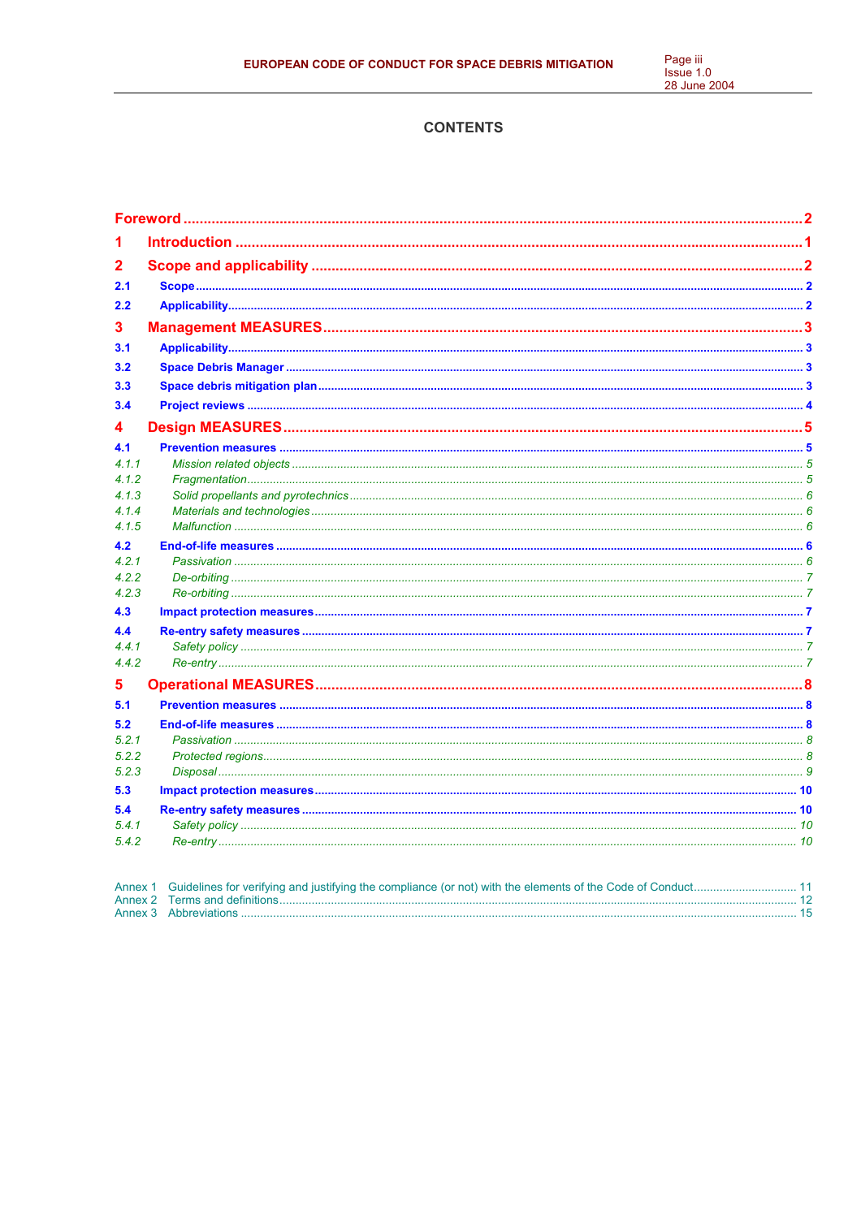# CONTENTS

| | | |
|---|---|---|
| **Foreword** | | **2** |
| **1** | **Introduction** | **1** |
| **2** | **Scope and applicability** | **2** |
| **2.1** | **Scope** | **2** |
| **2.2** | **Applicability** | **2** |
| **3** | **Management MEASURES** | **3** |
| **3.1** | **Applicability** | **3** |
| **3.2** | **Space Debris Manager** | **3** |
| **3.3** | **Space debris mitigation plan** | **3** |
| **3.4** | **Project reviews** | **4** |
| **4** | **Design MEASURES** | **5** |
| **4.1** | **Prevention measures** | **5** |
| *4.1.1* | *Mission related objects* | *5* |
| *4.1.2* | *Fragmentation* | *5* |
| *4.1.3* | *Solid propellants and pyrotechnics* | *6* |
| *4.1.4* | *Materials and technologies* | *6* |
| *4.1.5* | *Malfunction* | *6* |
| **4.2** | **End-of-life measures** | **6** |
| *4.2.1* | *Passivation* | *6* |
| *4.2.2* | *De-orbiting* | *7* |
| *4.2.3* | *Re-orbiting* | *7* |
| **4.3** | **Impact protection measures** | **7** |
| **4.4** | **Re-entry safety measures** | **7** |
| *4.4.1* | *Safety policy* | *7* |
| *4.4.2* | *Re-entry* | *7* |
| **5** | **Operational MEASURES** | **8** |
| **5.1** | **Prevention measures** | **8** |
| **5.2** | **End-of-life measures** | **8** |
| *5.2.1* | *Passivation* | *8* |
| *5.2.2* | *Protected regions* | *8* |
| *5.2.3* | *Disposal* | *9* |
| **5.3** | **Impact protection measures** | **10** |
| **5.4** | **Re-entry safety measures** | **10** |
| *5.4.1* | *Safety policy* | *10* |
| *5.4.2* | *Re-entry* | *10* |

| | | |
|---|---|---|
| Annex 1 | Guidelines for verifying and justifying the compliance (or not) with the elements of the Code of Conduct | 11 |
| Annex 2 | Terms and definitions | 12 |
| Annex 3 | Abbreviations | 15 |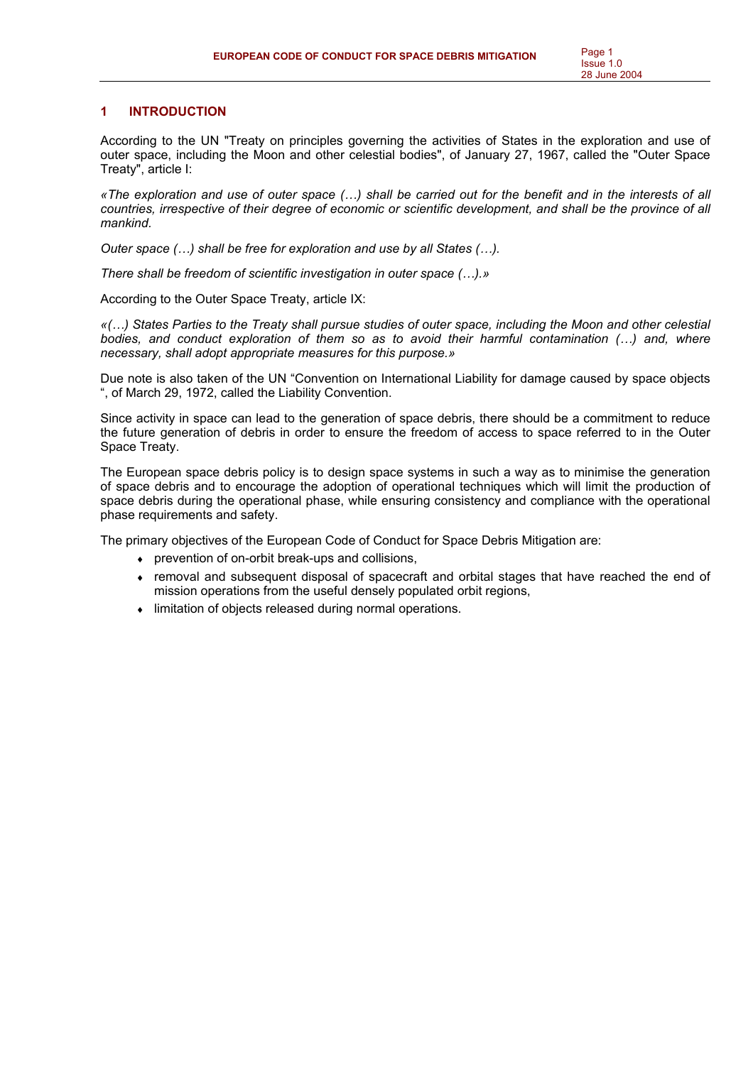# 1 INTRODUCTION

According to the UN "Treaty on principles governing the activities of States in the exploration and use of outer space, including the Moon and other celestial bodies", of January 27, 1967, called the "Outer Space Treaty", article I:

*«The exploration and use of outer space (…) shall be carried out for the benefit and in the interests of all countries, irrespective of their degree of economic or scientific development, and shall be the province of all mankind.*

*Outer space (…) shall be free for exploration and use by all States (…).*

*There shall be freedom of scientific investigation in outer space (…).»*

According to the Outer Space Treaty, article IX:

*«(…) States Parties to the Treaty shall pursue studies of outer space, including the Moon and other celestial bodies, and conduct exploration of them so as to avoid their harmful contamination (…) and, where necessary, shall adopt appropriate measures for this purpose.»*

Due note is also taken of the UN "Convention on International Liability for damage caused by space objects ", of March 29, 1972, called the Liability Convention.

Since activity in space can lead to the generation of space debris, there should be a commitment to reduce the future generation of debris in order to ensure the freedom of access to space referred to in the Outer Space Treaty.

The European space debris policy is to design space systems in such a way as to minimise the generation of space debris and to encourage the adoption of operational techniques which will limit the production of space debris during the operational phase, while ensuring consistency and compliance with the operational phase requirements and safety.

The primary objectives of the European Code of Conduct for Space Debris Mitigation are:

- prevention of on-orbit break-ups and collisions,
- removal and subsequent disposal of spacecraft and orbital stages that have reached the end of mission operations from the useful densely populated orbit regions,
- limitation of objects released during normal operations.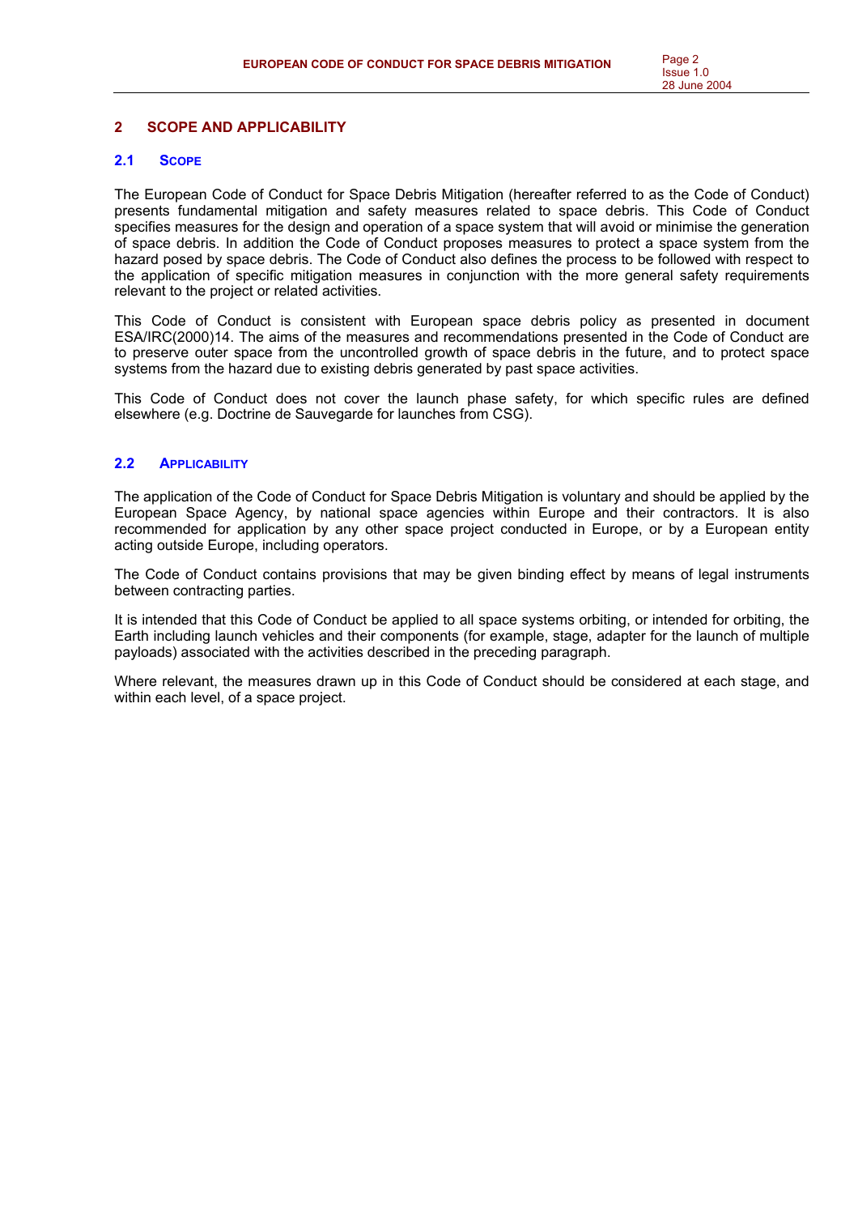# 2 SCOPE AND APPLICABILITY

## 2.1 Scope

The European Code of Conduct for Space Debris Mitigation (hereafter referred to as the Code of Conduct) presents fundamental mitigation and safety measures related to space debris. This Code of Conduct specifies measures for the design and operation of a space system that will avoid or minimise the generation of space debris. In addition the Code of Conduct proposes measures to protect a space system from the hazard posed by space debris. The Code of Conduct also defines the process to be followed with respect to the application of specific mitigation measures in conjunction with the more general safety requirements relevant to the project or related activities.

This Code of Conduct is consistent with European space debris policy as presented in document ESA/IRC(2000)14. The aims of the measures and recommendations presented in the Code of Conduct are to preserve outer space from the uncontrolled growth of space debris in the future, and to protect space systems from the hazard due to existing debris generated by past space activities.

This Code of Conduct does not cover the launch phase safety, for which specific rules are defined elsewhere (e.g. Doctrine de Sauvegarde for launches from CSG).

## 2.2 Applicability

The application of the Code of Conduct for Space Debris Mitigation is voluntary and should be applied by the European Space Agency, by national space agencies within Europe and their contractors. It is also recommended for application by any other space project conducted in Europe, or by a European entity acting outside Europe, including operators.

The Code of Conduct contains provisions that may be given binding effect by means of legal instruments between contracting parties.

It is intended that this Code of Conduct be applied to all space systems orbiting, or intended for orbiting, the Earth including launch vehicles and their components (for example, stage, adapter for the launch of multiple payloads) associated with the activities described in the preceding paragraph.

Where relevant, the measures drawn up in this Code of Conduct should be considered at each stage, and within each level, of a space project.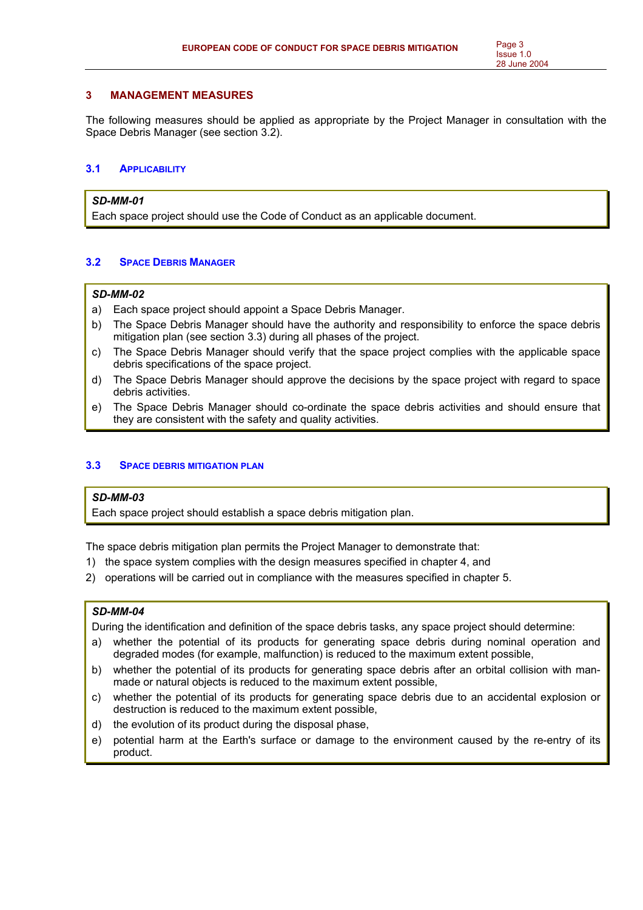## 3 MANAGEMENT MEASURES

The following measures should be applied as appropriate by the Project Manager in consultation with the Space Debris Manager (see section 3.2).

### 3.1 Applicability

***SD-MM-01***

Each space project should use the Code of Conduct as an applicable document.

### 3.2 Space Debris Manager

***SD-MM-02***

a) Each space project should appoint a Space Debris Manager.

b) The Space Debris Manager should have the authority and responsibility to enforce the space debris mitigation plan (see section 3.3) during all phases of the project.

c) The Space Debris Manager should verify that the space project complies with the applicable space debris specifications of the space project.

d) The Space Debris Manager should approve the decisions by the space project with regard to space debris activities.

e) The Space Debris Manager should co-ordinate the space debris activities and should ensure that they are consistent with the safety and quality activities.

### 3.3 Space debris mitigation plan

***SD-MM-03***

Each space project should establish a space debris mitigation plan.

The space debris mitigation plan permits the Project Manager to demonstrate that:

1) the space system complies with the design measures specified in chapter 4, and
2) operations will be carried out in compliance with the measures specified in chapter 5.

***SD-MM-04***

During the identification and definition of the space debris tasks, any space project should determine:

a) whether the potential of its products for generating space debris during nominal operation and degraded modes (for example, malfunction) is reduced to the maximum extent possible,

b) whether the potential of its products for generating space debris after an orbital collision with man-made or natural objects is reduced to the maximum extent possible,

c) whether the potential of its products for generating space debris due to an accidental explosion or destruction is reduced to the maximum extent possible,

d) the evolution of its product during the disposal phase,

e) potential harm at the Earth's surface or damage to the environment caused by the re-entry of its product.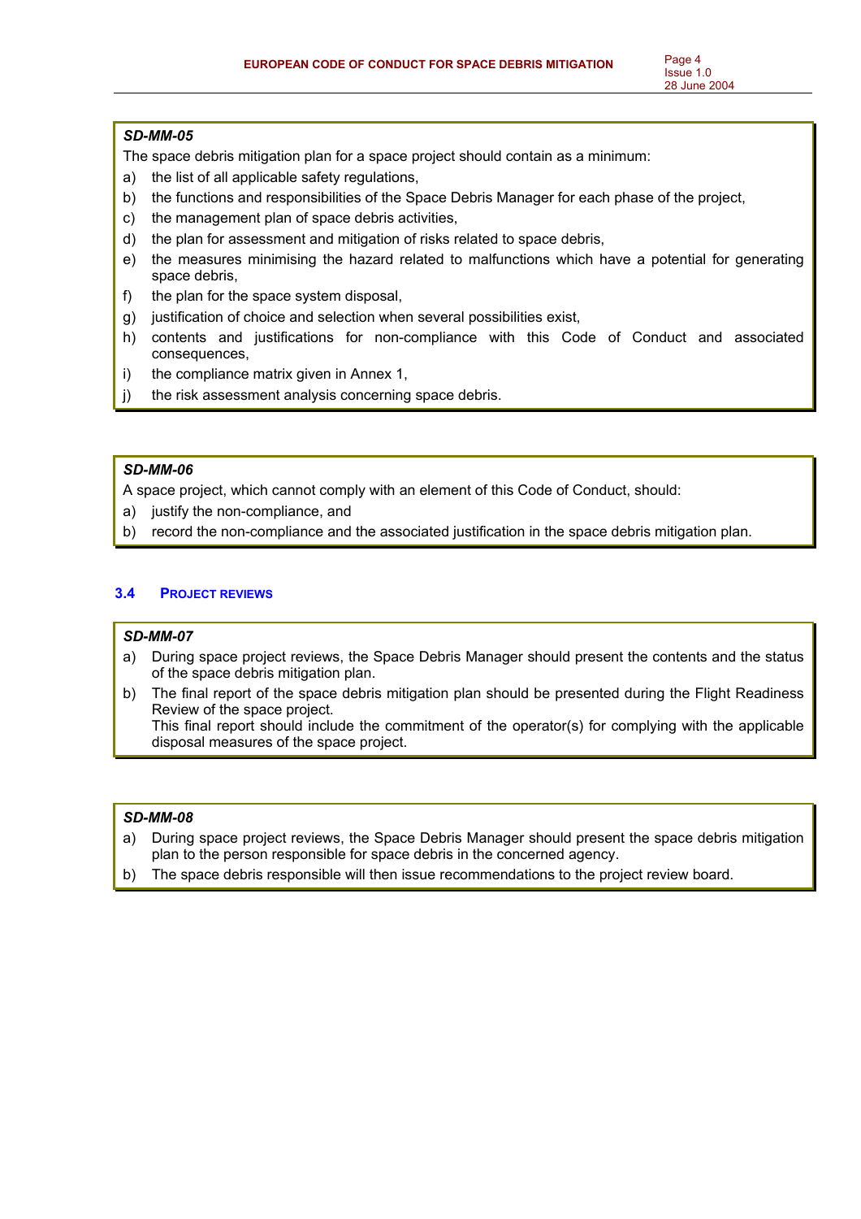***SD-MM-05***

The space debris mitigation plan for a space project should contain as a minimum:

a) the list of all applicable safety regulations,
b) the functions and responsibilities of the Space Debris Manager for each phase of the project,
c) the management plan of space debris activities,
d) the plan for assessment and mitigation of risks related to space debris,
e) the measures minimising the hazard related to malfunctions which have a potential for generating space debris,
f) the plan for the space system disposal,
g) justification of choice and selection when several possibilities exist,
h) contents and justifications for non-compliance with this Code of Conduct and associated consequences,
i) the compliance matrix given in Annex 1,
j) the risk assessment analysis concerning space debris.

***SD-MM-06***

A space project, which cannot comply with an element of this Code of Conduct, should:

a) justify the non-compliance, and
b) record the non-compliance and the associated justification in the space debris mitigation plan.

### 3.4 PROJECT REVIEWS

***SD-MM-07***

a) During space project reviews, the Space Debris Manager should present the contents and the status of the space debris mitigation plan.
b) The final report of the space debris mitigation plan should be presented during the Flight Readiness Review of the space project.
   This final report should include the commitment of the operator(s) for complying with the applicable disposal measures of the space project.

***SD-MM-08***

a) During space project reviews, the Space Debris Manager should present the space debris mitigation plan to the person responsible for space debris in the concerned agency.
b) The space debris responsible will then issue recommendations to the project review board.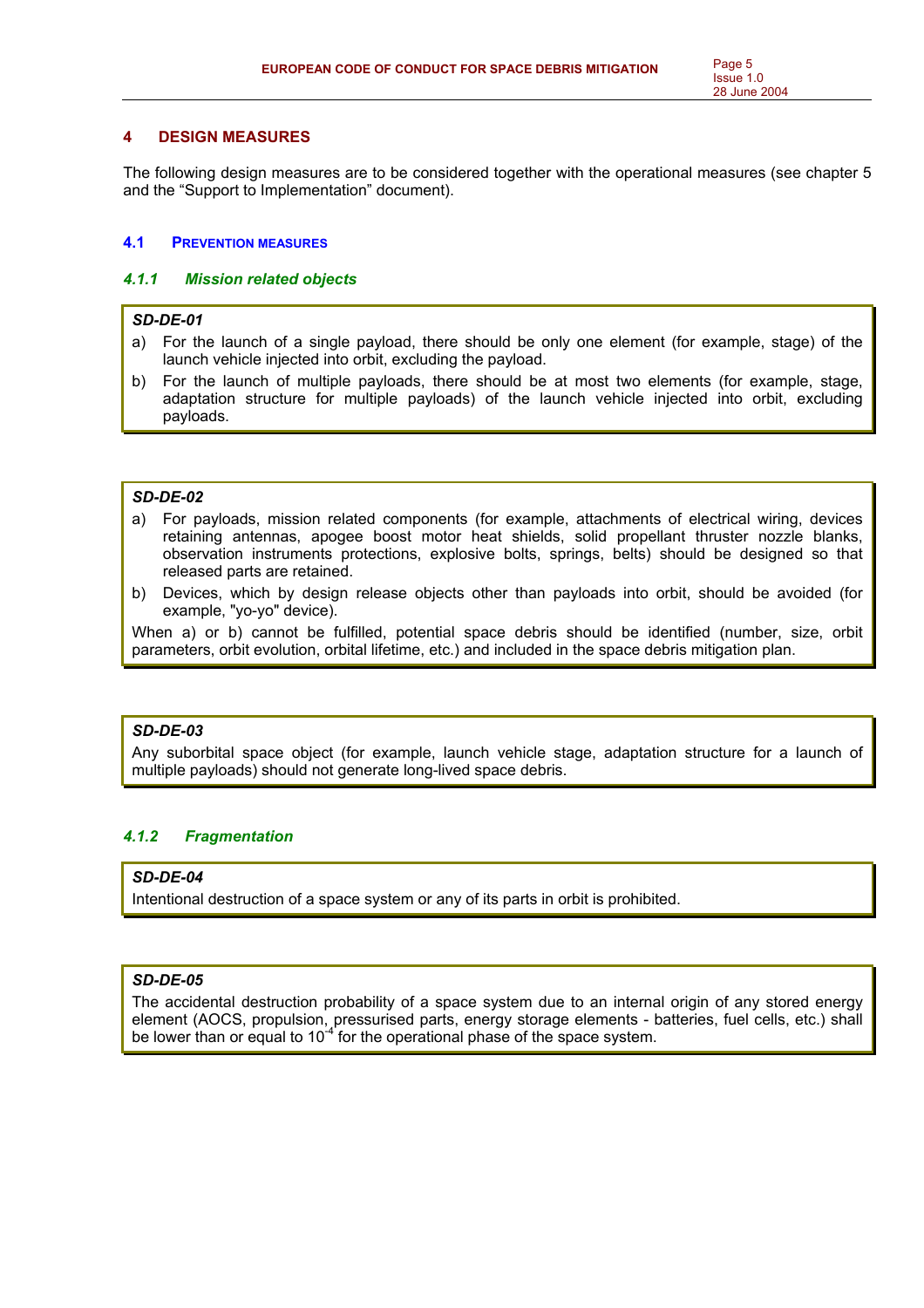## 4 DESIGN MEASURES

The following design measures are to be considered together with the operational measures (see chapter 5 and the "Support to Implementation" document).

### 4.1 PREVENTION MEASURES

#### *4.1.1 Mission related objects*

***SD-DE-01***

a) For the launch of a single payload, there should be only one element (for example, stage) of the launch vehicle injected into orbit, excluding the payload.

b) For the launch of multiple payloads, there should be at most two elements (for example, stage, adaptation structure for multiple payloads) of the launch vehicle injected into orbit, excluding payloads.

***SD-DE-02***

a) For payloads, mission related components (for example, attachments of electrical wiring, devices retaining antennas, apogee boost motor heat shields, solid propellant thruster nozzle blanks, observation instruments protections, explosive bolts, springs, belts) should be designed so that released parts are retained.

b) Devices, which by design release objects other than payloads into orbit, should be avoided (for example, "yo-yo" device).

When a) or b) cannot be fulfilled, potential space debris should be identified (number, size, orbit parameters, orbit evolution, orbital lifetime, etc.) and included in the space debris mitigation plan.

***SD-DE-03***

Any suborbital space object (for example, launch vehicle stage, adaptation structure for a launch of multiple payloads) should not generate long-lived space debris.

#### *4.1.2 Fragmentation*

***SD-DE-04***

Intentional destruction of a space system or any of its parts in orbit is prohibited.

***SD-DE-05***

The accidental destruction probability of a space system due to an internal origin of any stored energy element (AOCS, propulsion, pressurised parts, energy storage elements - batteries, fuel cells, etc.) shall be lower than or equal to $10^{-4}$ for the operational phase of the space system.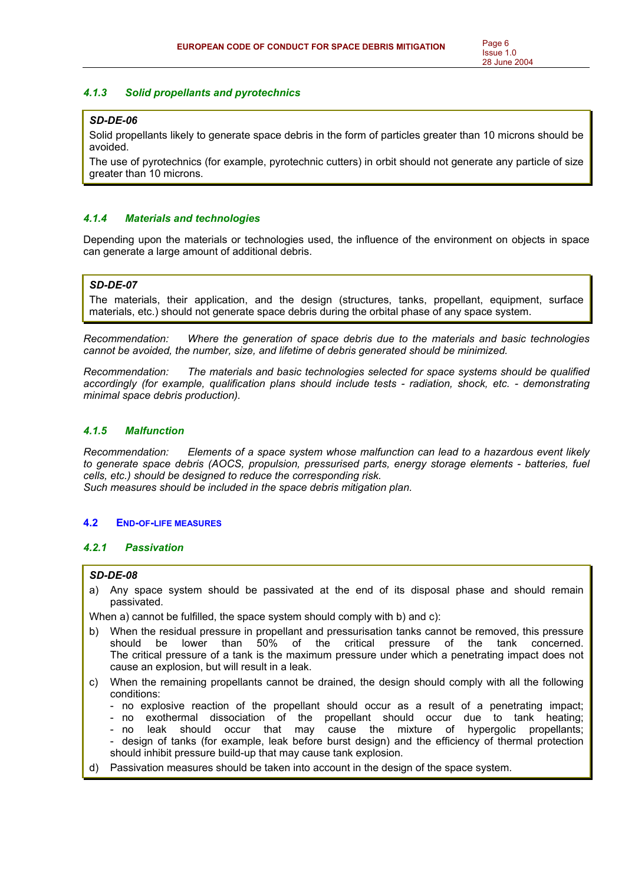#### *4.1.3 Solid propellants and pyrotechnics*

> ***SD-DE-06***
>
> Solid propellants likely to generate space debris in the form of particles greater than 10 microns should be avoided.
>
> The use of pyrotechnics (for example, pyrotechnic cutters) in orbit should not generate any particle of size greater than 10 microns.

#### *4.1.4 Materials and technologies*

Depending upon the materials or technologies used, the influence of the environment on objects in space can generate a large amount of additional debris.

> ***SD-DE-07***
>
> The materials, their application, and the design (structures, tanks, propellant, equipment, surface materials, etc.) should not generate space debris during the orbital phase of any space system.

*Recommendation: Where the generation of space debris due to the materials and basic technologies cannot be avoided, the number, size, and lifetime of debris generated should be minimized.*

*Recommendation: The materials and basic technologies selected for space systems should be qualified accordingly (for example, qualification plans should include tests - radiation, shock, etc. - demonstrating minimal space debris production).*

#### *4.1.5 Malfunction*

*Recommendation: Elements of a space system whose malfunction can lead to a hazardous event likely to generate space debris (AOCS, propulsion, pressurised parts, energy storage elements - batteries, fuel cells, etc.) should be designed to reduce the corresponding risk.*
*Such measures should be included in the space debris mitigation plan.*

### 4.2 END-OF-LIFE MEASURES

#### *4.2.1 Passivation*

> ***SD-DE-08***
>
> a) Any space system should be passivated at the end of its disposal phase and should remain passivated.
>
> When a) cannot be fulfilled, the space system should comply with b) and c):
>
> b) When the residual pressure in propellant and pressurisation tanks cannot be removed, this pressure should be lower than 50% of the critical pressure of the tank concerned. The critical pressure of a tank is the maximum pressure under which a penetrating impact does not cause an explosion, but will result in a leak.
>
> c) When the remaining propellants cannot be drained, the design should comply with all the following conditions:
> - no explosive reaction of the propellant should occur as a result of a penetrating impact;
> - no exothermal dissociation of the propellant should occur due to tank heating;
> - no leak should occur that may cause the mixture of hypergolic propellants;
> - design of tanks (for example, leak before burst design) and the efficiency of thermal protection should inhibit pressure build-up that may cause tank explosion.
>
> d) Passivation measures should be taken into account in the design of the space system.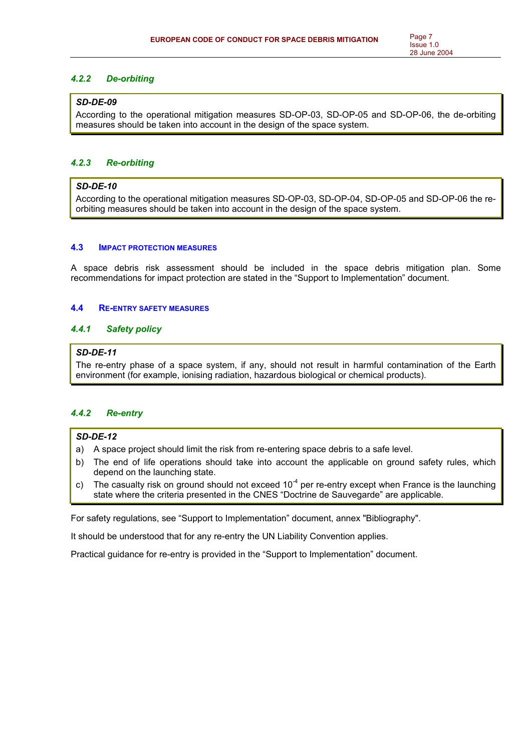#### 4.2.2 De-orbiting

> ***SD-DE-09***
>
> According to the operational mitigation measures SD-OP-03, SD-OP-05 and SD-OP-06, the de-orbiting measures should be taken into account in the design of the space system.

#### 4.2.3 Re-orbiting

> ***SD-DE-10***
>
> According to the operational mitigation measures SD-OP-03, SD-OP-04, SD-OP-05 and SD-OP-06 the re-orbiting measures should be taken into account in the design of the space system.

### 4.3 IMPACT PROTECTION MEASURES

A space debris risk assessment should be included in the space debris mitigation plan. Some recommendations for impact protection are stated in the "Support to Implementation" document.

### 4.4 RE-ENTRY SAFETY MEASURES

#### 4.4.1 Safety policy

> ***SD-DE-11***
>
> The re-entry phase of a space system, if any, should not result in harmful contamination of the Earth environment (for example, ionising radiation, hazardous biological or chemical products).

#### 4.4.2 Re-entry

> ***SD-DE-12***
>
> a) A space project should limit the risk from re-entering space debris to a safe level.
>
> b) The end of life operations should take into account the applicable on ground safety rules, which depend on the launching state.
>
> c) The casualty risk on ground should not exceed $10^{-4}$ per re-entry except when France is the launching state where the criteria presented in the CNES "Doctrine de Sauvegarde" are applicable.

For safety regulations, see "Support to Implementation" document, annex "Bibliography".

It should be understood that for any re-entry the UN Liability Convention applies.

Practical guidance for re-entry is provided in the "Support to Implementation" document.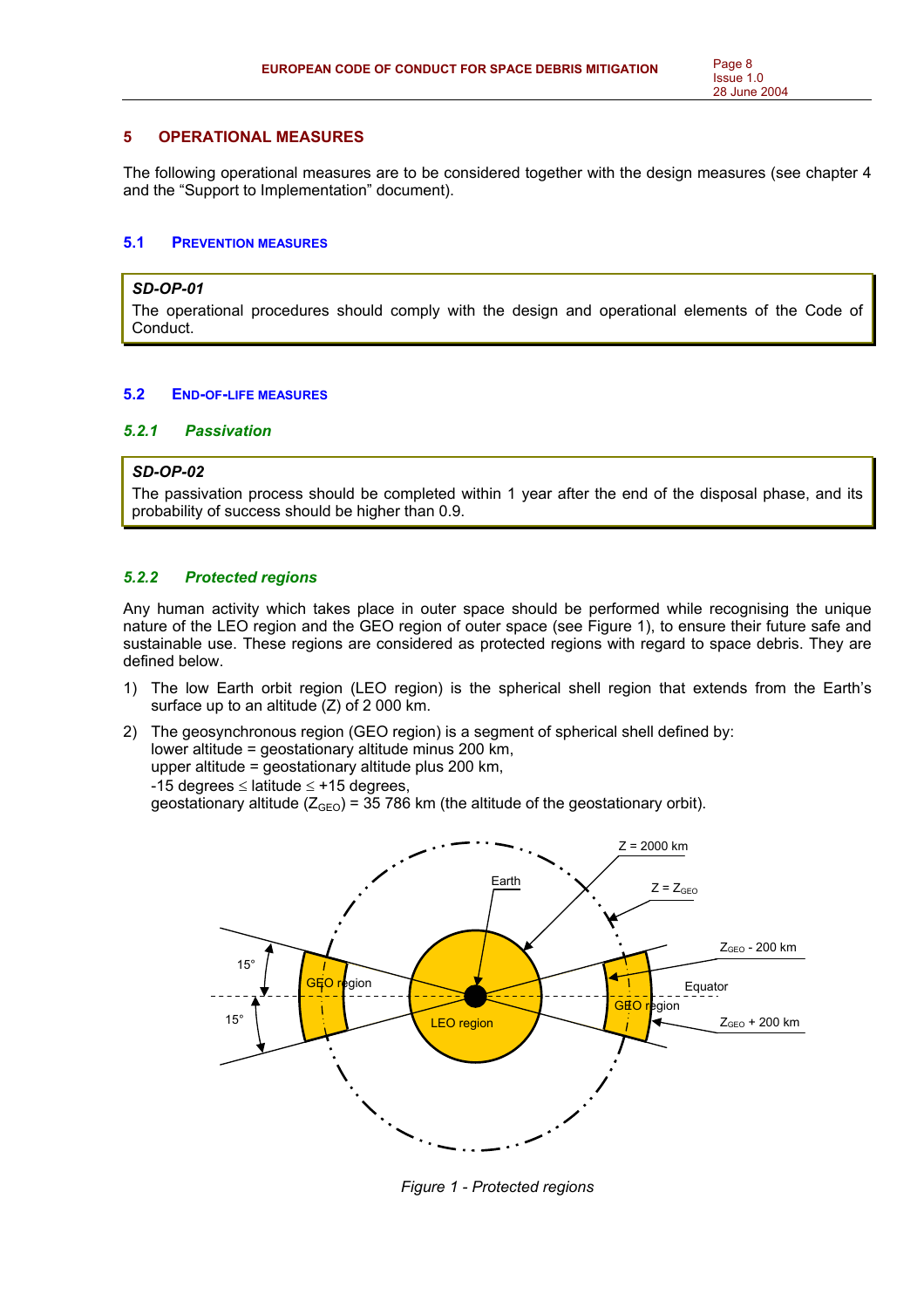# 5 OPERATIONAL MEASURES

The following operational measures are to be considered together with the design measures (see chapter 4 and the "Support to Implementation" document).

## 5.1 PREVENTION MEASURES

> ***SD-OP-01***
> The operational procedures should comply with the design and operational elements of the Code of Conduct.

## 5.2 END-OF-LIFE MEASURES

### *5.2.1 Passivation*

> ***SD-OP-02***
> The passivation process should be completed within 1 year after the end of the disposal phase, and its probability of success should be higher than 0.9.

### *5.2.2 Protected regions*

Any human activity which takes place in outer space should be performed while recognising the unique nature of the LEO region and the GEO region of outer space (see Figure 1), to ensure their future safe and sustainable use. These regions are considered as protected regions with regard to space debris. They are defined below.

1) The low Earth orbit region (LEO region) is the spherical shell region that extends from the Earth's surface up to an altitude (Z) of 2 000 km.
2) The geosynchronous region (GEO region) is a segment of spherical shell defined by:
   lower altitude = geostationary altitude minus 200 km,
   upper altitude = geostationary altitude plus 200 km,
   -15 degrees $\leq$ latitude $\leq$ +15 degrees,
   geostationary altitude ($Z_{GEO}$) = 35 786 km (the altitude of the geostationary orbit).

*Figure 1 - Protected regions*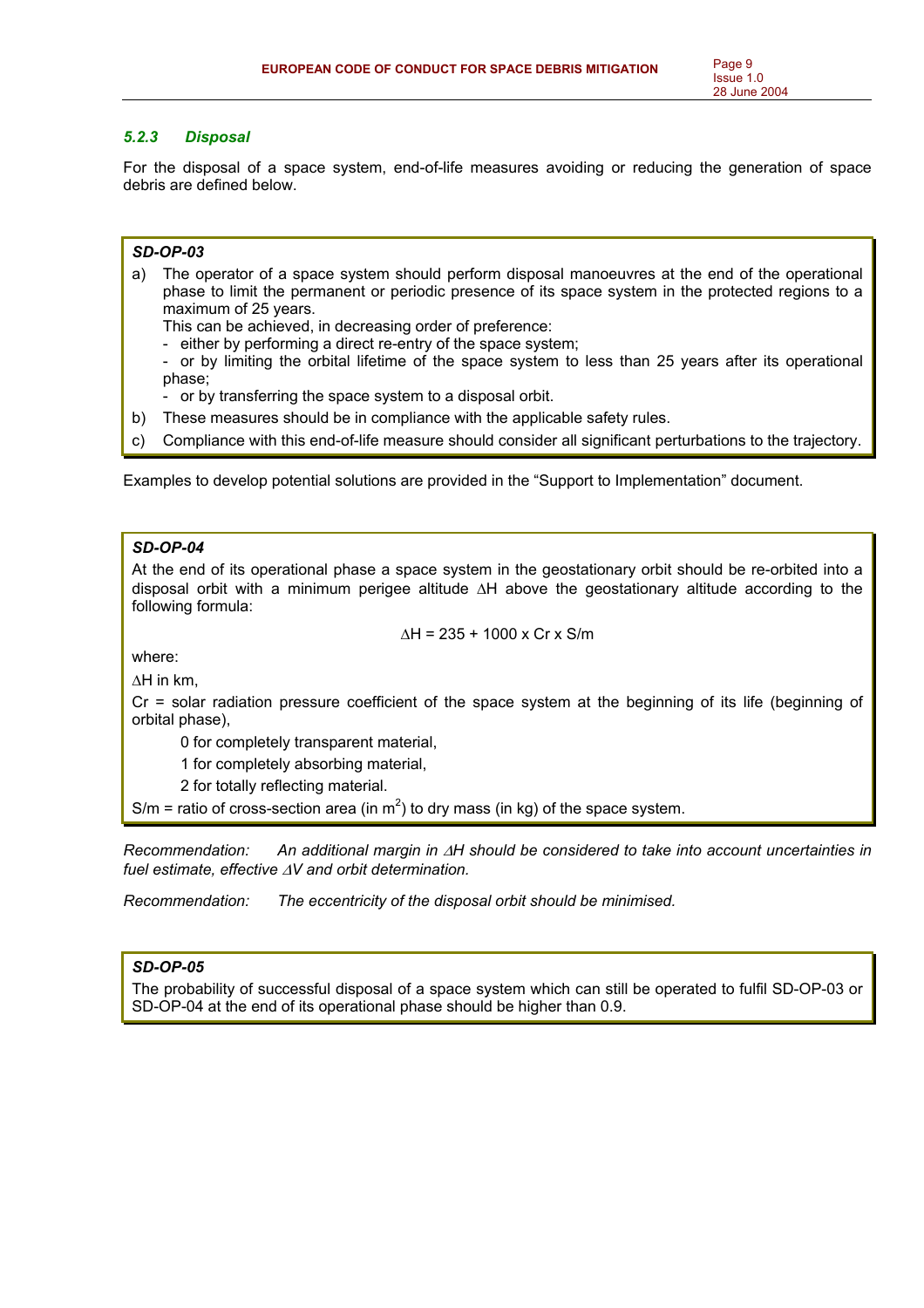### *5.2.3 Disposal*

For the disposal of a space system, end-of-life measures avoiding or reducing the generation of space debris are defined below.

***SD-OP-03***

a) The operator of a space system should perform disposal manoeuvres at the end of the operational phase to limit the permanent or periodic presence of its space system in the protected regions to a maximum of 25 years.
   This can be achieved, in decreasing order of preference:
   - either by performing a direct re-entry of the space system;
   - or by limiting the orbital lifetime of the space system to less than 25 years after its operational phase;
   - or by transferring the space system to a disposal orbit.

b) These measures should be in compliance with the applicable safety rules.

c) Compliance with this end-of-life measure should consider all significant perturbations to the trajectory.

Examples to develop potential solutions are provided in the "Support to Implementation" document.

***SD-OP-04***

At the end of its operational phase a space system in the geostationary orbit should be re-orbited into a disposal orbit with a minimum perigee altitude $\Delta H$ above the geostationary altitude according to the following formula:

$$\Delta H = 235 + 1000 \times Cr \times S/m$$

where:

$\Delta H$ in km,

Cr = solar radiation pressure coefficient of the space system at the beginning of its life (beginning of orbital phase),

- 0 for completely transparent material,
- 1 for completely absorbing material,
- 2 for totally reflecting material.

S/m = ratio of cross-section area (in $m^2$) to dry mass (in kg) of the space system.

*Recommendation: An additional margin in $\Delta H$ should be considered to take into account uncertainties in fuel estimate, effective $\Delta V$ and orbit determination.*

*Recommendation: The eccentricity of the disposal orbit should be minimised.*

***SD-OP-05***

The probability of successful disposal of a space system which can still be operated to fulfil SD-OP-03 or SD-OP-04 at the end of its operational phase should be higher than 0.9.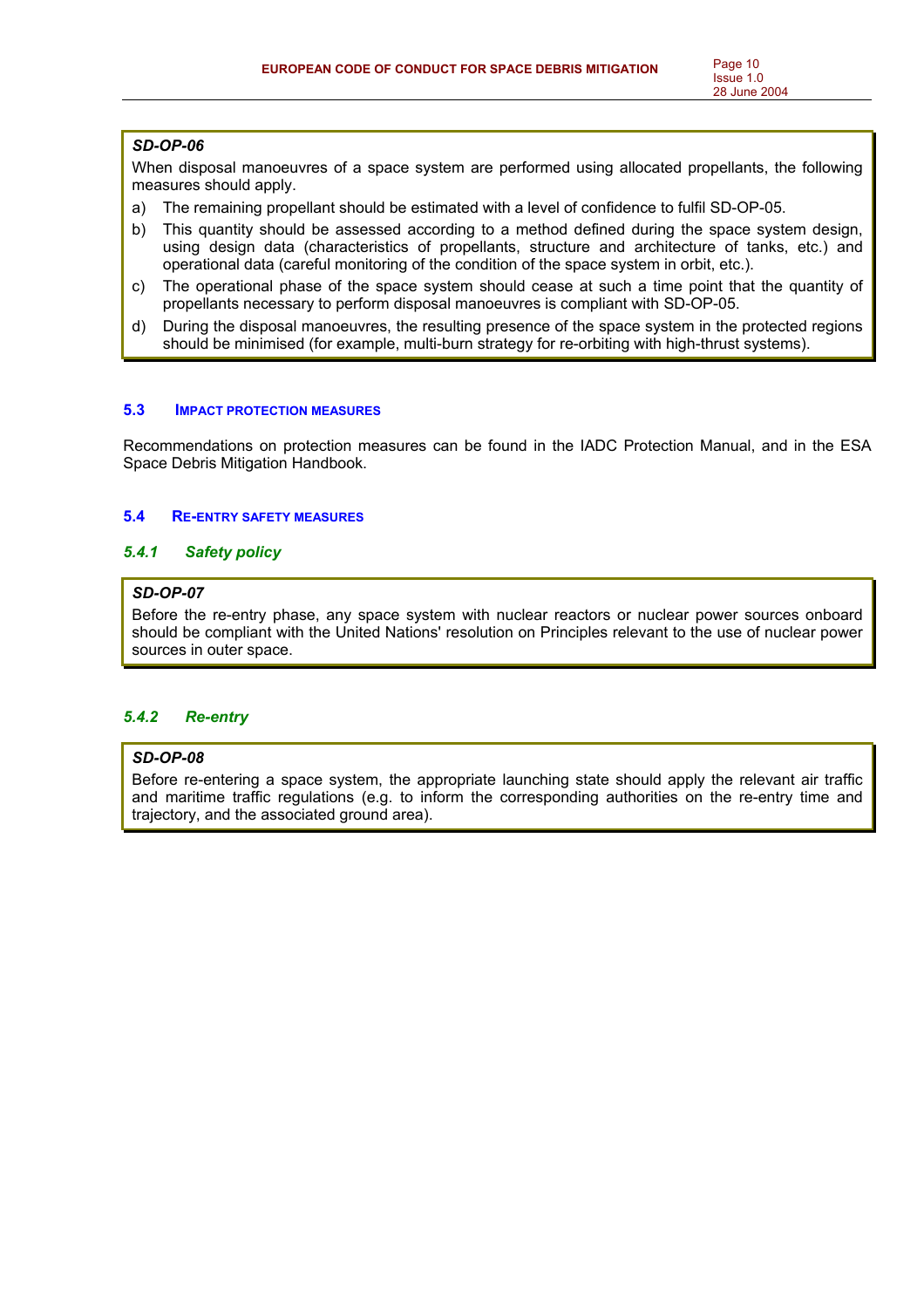***SD-OP-06***

When disposal manoeuvres of a space system are performed using allocated propellants, the following measures should apply.

a) The remaining propellant should be estimated with a level of confidence to fulfil SD-OP-05.

b) This quantity should be assessed according to a method defined during the space system design, using design data (characteristics of propellants, structure and architecture of tanks, etc.) and operational data (careful monitoring of the condition of the space system in orbit, etc.).

c) The operational phase of the space system should cease at such a time point that the quantity of propellants necessary to perform disposal manoeuvres is compliant with SD-OP-05.

d) During the disposal manoeuvres, the resulting presence of the space system in the protected regions should be minimised (for example, multi-burn strategy for re-orbiting with high-thrust systems).

## 5.3 IMPACT PROTECTION MEASURES

Recommendations on protection measures can be found in the IADC Protection Manual, and in the ESA Space Debris Mitigation Handbook.

## 5.4 RE-ENTRY SAFETY MEASURES

### *5.4.1 Safety policy*

***SD-OP-07***

Before the re-entry phase, any space system with nuclear reactors or nuclear power sources onboard should be compliant with the United Nations' resolution on Principles relevant to the use of nuclear power sources in outer space.

### *5.4.2 Re-entry*

***SD-OP-08***

Before re-entering a space system, the appropriate launching state should apply the relevant air traffic and maritime traffic regulations (e.g. to inform the corresponding authorities on the re-entry time and trajectory, and the associated ground area).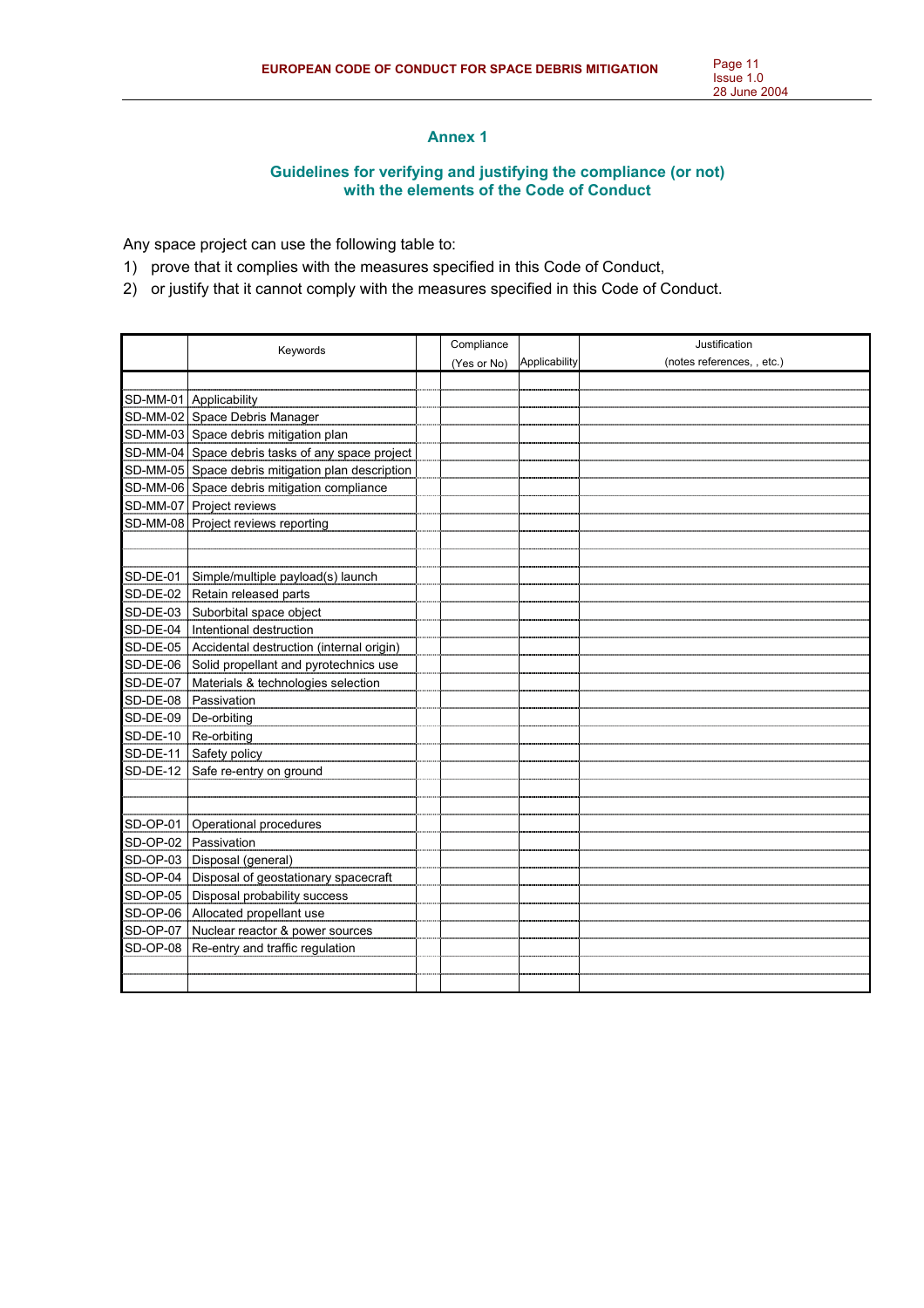# Annex 1

## Guidelines for verifying and justifying the compliance (or not) with the elements of the Code of Conduct

Any space project can use the following table to:

1) prove that it complies with the measures specified in this Code of Conduct,
2) or justify that it cannot comply with the measures specified in this Code of Conduct.

| | Keywords | | Compliance (Yes or No) | Applicability | Justification (notes references, , etc.) |
|---|---|---|---|---|---|
| | | | | | |
| SD-MM-01 | Applicability | | | | |
| SD-MM-02 | Space Debris Manager | | | | |
| SD-MM-03 | Space debris mitigation plan | | | | |
| SD-MM-04 | Space debris tasks of any space project | | | | |
| SD-MM-05 | Space debris mitigation plan description | | | | |
| SD-MM-06 | Space debris mitigation compliance | | | | |
| SD-MM-07 | Project reviews | | | | |
| SD-MM-08 | Project reviews reporting | | | | |
| | | | | | |
| | | | | | |
| SD-DE-01 | Simple/multiple payload(s) launch | | | | |
| SD-DE-02 | Retain released parts | | | | |
| SD-DE-03 | Suborbital space object | | | | |
| SD-DE-04 | Intentional destruction | | | | |
| SD-DE-05 | Accidental destruction (internal origin) | | | | |
| SD-DE-06 | Solid propellant and pyrotechnics use | | | | |
| SD-DE-07 | Materials & technologies selection | | | | |
| SD-DE-08 | Passivation | | | | |
| SD-DE-09 | De-orbiting | | | | |
| SD-DE-10 | Re-orbiting | | | | |
| SD-DE-11 | Safety policy | | | | |
| SD-DE-12 | Safe re-entry on ground | | | | |
| | | | | | |
| | | | | | |
| SD-OP-01 | Operational procedures | | | | |
| SD-OP-02 | Passivation | | | | |
| SD-OP-03 | Disposal (general) | | | | |
| SD-OP-04 | Disposal of geostationary spacecraft | | | | |
| SD-OP-05 | Disposal probability success | | | | |
| SD-OP-06 | Allocated propellant use | | | | |
| SD-OP-07 | Nuclear reactor & power sources | | | | |
| SD-OP-08 | Re-entry and traffic regulation | | | | |
| | | | | | |
| | | | | | |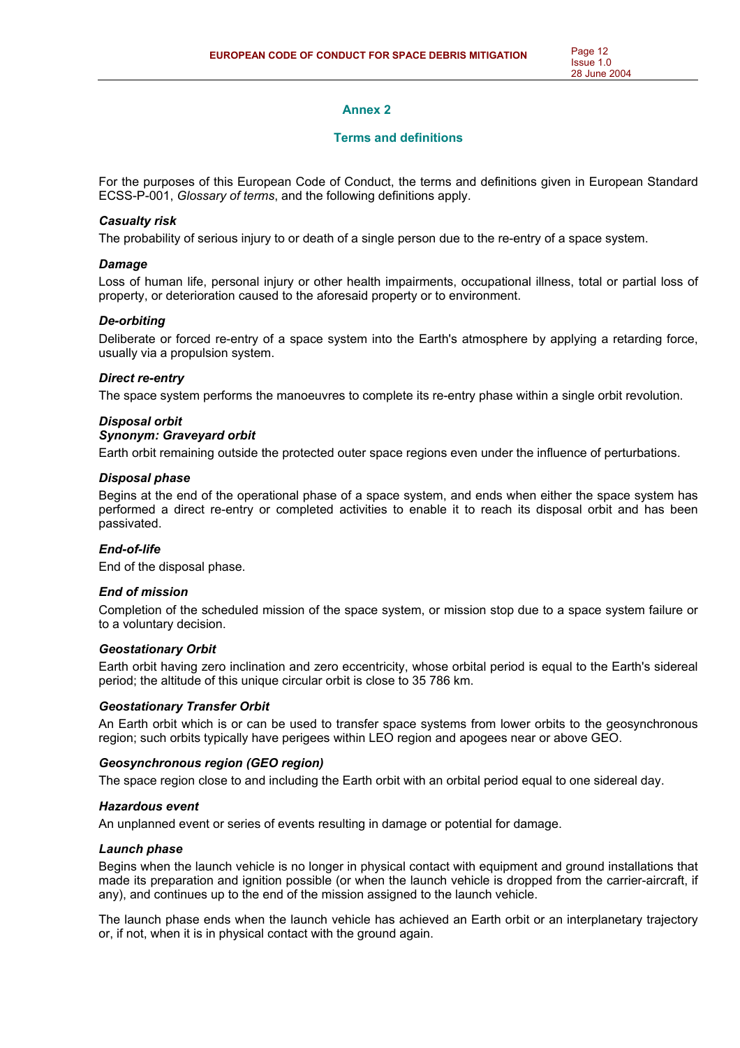## Annex 2

### Terms and definitions

For the purposes of this European Code of Conduct, the terms and definitions given in European Standard ECSS-P-001, *Glossary of terms*, and the following definitions apply.

***Casualty risk***

The probability of serious injury to or death of a single person due to the re-entry of a space system.

***Damage***

Loss of human life, personal injury or other health impairments, occupational illness, total or partial loss of property, or deterioration caused to the aforesaid property or to environment.

***De-orbiting***

Deliberate or forced re-entry of a space system into the Earth's atmosphere by applying a retarding force, usually via a propulsion system.

***Direct re-entry***

The space system performs the manoeuvres to complete its re-entry phase within a single orbit revolution.

***Disposal orbit***
***Synonym: Graveyard orbit***

Earth orbit remaining outside the protected outer space regions even under the influence of perturbations.

***Disposal phase***

Begins at the end of the operational phase of a space system, and ends when either the space system has performed a direct re-entry or completed activities to enable it to reach its disposal orbit and has been passivated.

***End-of-life***

End of the disposal phase.

***End of mission***

Completion of the scheduled mission of the space system, or mission stop due to a space system failure or to a voluntary decision.

***Geostationary Orbit***

Earth orbit having zero inclination and zero eccentricity, whose orbital period is equal to the Earth's sidereal period; the altitude of this unique circular orbit is close to 35 786 km.

***Geostationary Transfer Orbit***

An Earth orbit which is or can be used to transfer space systems from lower orbits to the geosynchronous region; such orbits typically have perigees within LEO region and apogees near or above GEO.

***Geosynchronous region (GEO region)***

The space region close to and including the Earth orbit with an orbital period equal to one sidereal day.

***Hazardous event***

An unplanned event or series of events resulting in damage or potential for damage.

***Launch phase***

Begins when the launch vehicle is no longer in physical contact with equipment and ground installations that made its preparation and ignition possible (or when the launch vehicle is dropped from the carrier-aircraft, if any), and continues up to the end of the mission assigned to the launch vehicle.

The launch phase ends when the launch vehicle has achieved an Earth orbit or an interplanetary trajectory or, if not, when it is in physical contact with the ground again.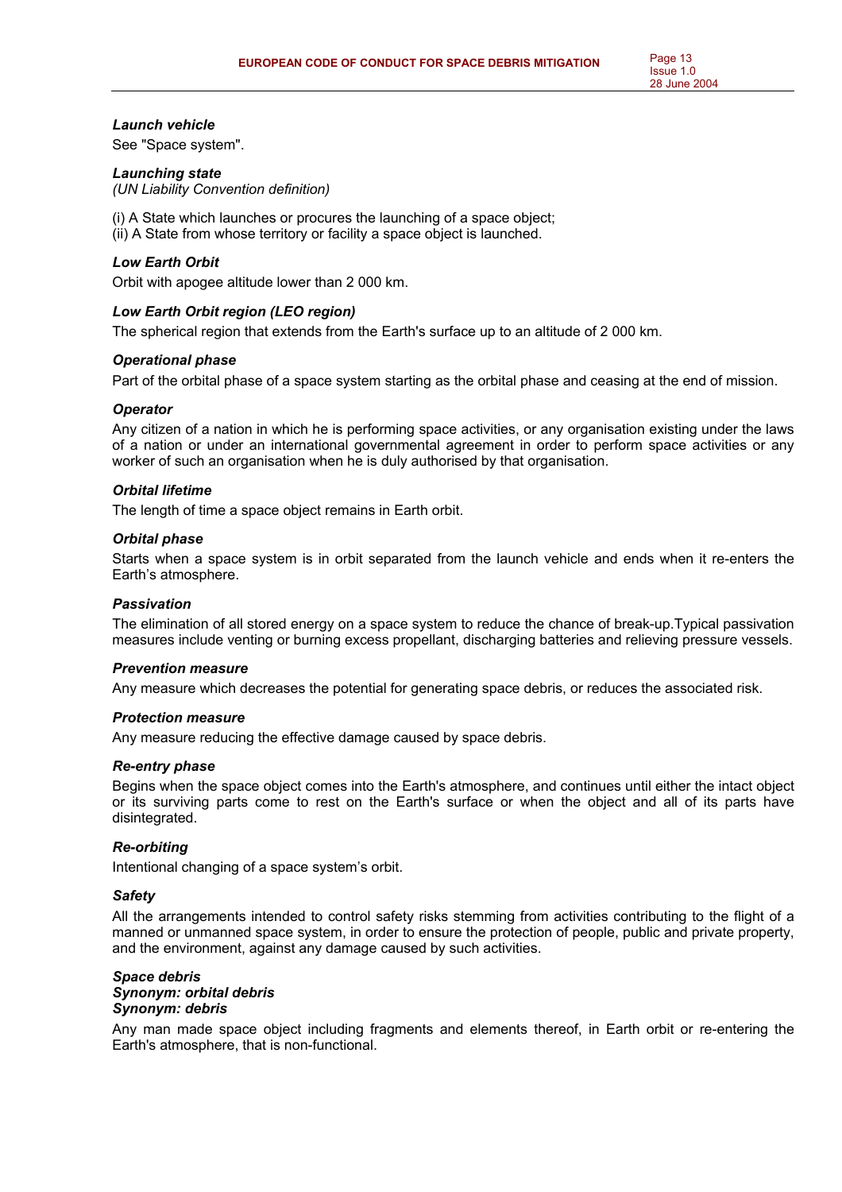***Launch vehicle***

See "Space system".

***Launching state***

*(UN Liability Convention definition)*

(i) A State which launches or procures the launching of a space object;
(ii) A State from whose territory or facility a space object is launched.

***Low Earth Orbit***

Orbit with apogee altitude lower than 2 000 km.

***Low Earth Orbit region (LEO region)***

The spherical region that extends from the Earth's surface up to an altitude of 2 000 km.

***Operational phase***

Part of the orbital phase of a space system starting as the orbital phase and ceasing at the end of mission.

***Operator***

Any citizen of a nation in which he is performing space activities, or any organisation existing under the laws of a nation or under an international governmental agreement in order to perform space activities or any worker of such an organisation when he is duly authorised by that organisation.

***Orbital lifetime***

The length of time a space object remains in Earth orbit.

***Orbital phase***

Starts when a space system is in orbit separated from the launch vehicle and ends when it re-enters the Earth's atmosphere.

***Passivation***

The elimination of all stored energy on a space system to reduce the chance of break-up.Typical passivation measures include venting or burning excess propellant, discharging batteries and relieving pressure vessels.

***Prevention measure***

Any measure which decreases the potential for generating space debris, or reduces the associated risk.

***Protection measure***

Any measure reducing the effective damage caused by space debris.

***Re-entry phase***

Begins when the space object comes into the Earth's atmosphere, and continues until either the intact object or its surviving parts come to rest on the Earth's surface or when the object and all of its parts have disintegrated.

***Re-orbiting***

Intentional changing of a space system's orbit.

***Safety***

All the arrangements intended to control safety risks stemming from activities contributing to the flight of a manned or unmanned space system, in order to ensure the protection of people, public and private property, and the environment, against any damage caused by such activities.

***Space debris***
***Synonym: orbital debris***
***Synonym: debris***

Any man made space object including fragments and elements thereof, in Earth orbit or re-entering the Earth's atmosphere, that is non-functional.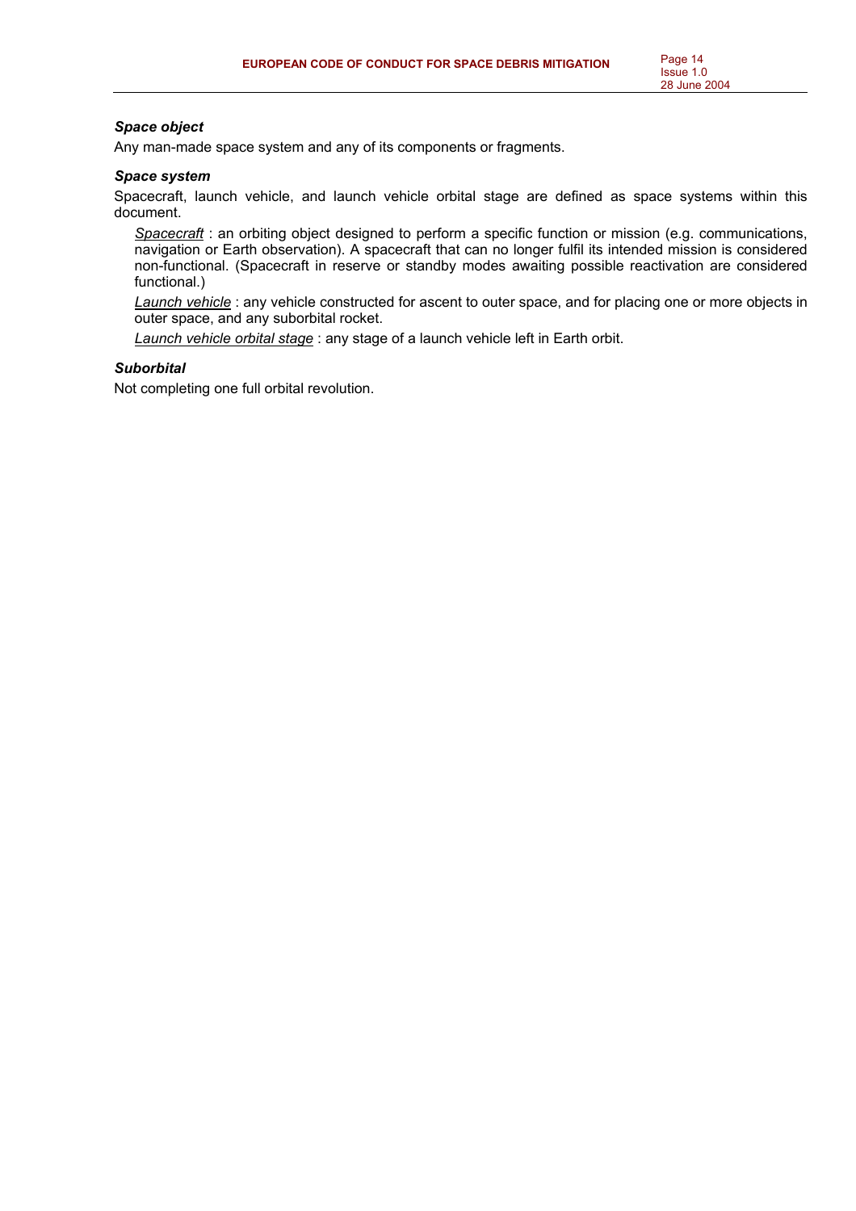***Space object***

Any man-made space system and any of its components or fragments.

***Space system***

Spacecraft, launch vehicle, and launch vehicle orbital stage are defined as space systems within this document.

> Spacecraft : an orbiting object designed to perform a specific function or mission (e.g. communications, navigation or Earth observation). A spacecraft that can no longer fulfil its intended mission is considered non-functional. (Spacecraft in reserve or standby modes awaiting possible reactivation are considered functional.)
>
> Launch vehicle : any vehicle constructed for ascent to outer space, and for placing one or more objects in outer space, and any suborbital rocket.
>
> Launch vehicle orbital stage : any stage of a launch vehicle left in Earth orbit.

***Suborbital***

Not completing one full orbital revolution.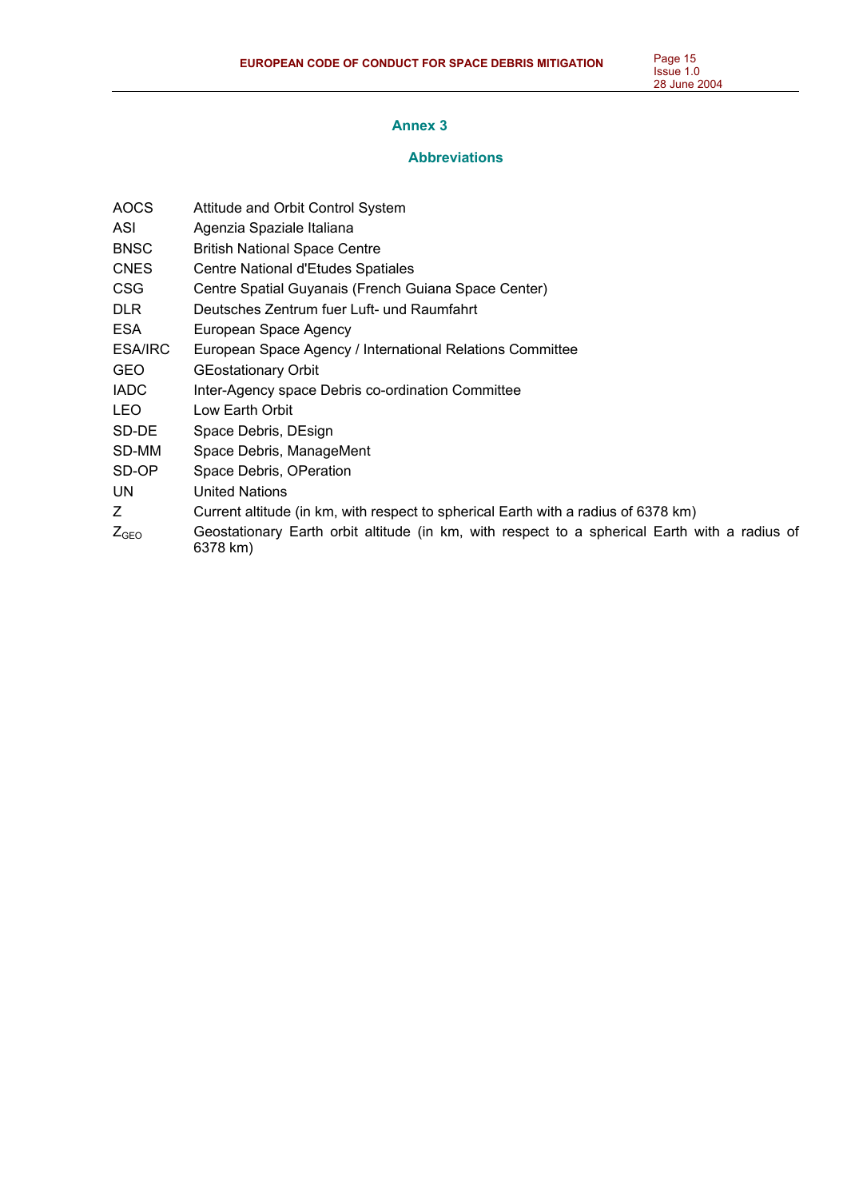## Annex 3

### Abbreviations

| | |
|---|---|
| AOCS | Attitude and Orbit Control System |
| ASI | Agenzia Spaziale Italiana |
| BNSC | British National Space Centre |
| CNES | Centre National d'Etudes Spatiales |
| CSG | Centre Spatial Guyanais (French Guiana Space Center) |
| DLR | Deutsches Zentrum fuer Luft- und Raumfahrt |
| ESA | European Space Agency |
| ESA/IRC | European Space Agency / International Relations Committee |
| GEO | GEostationary Orbit |
| IADC | Inter-Agency space Debris co-ordination Committee |
| LEO | Low Earth Orbit |
| SD-DE | Space Debris, DEsign |
| SD-MM | Space Debris, ManageMent |
| SD-OP | Space Debris, OPeration |
| UN | United Nations |
| $Z$ | Current altitude (in km, with respect to spherical Earth with a radius of 6378 km) |
| $Z_{GEO}$ | Geostationary Earth orbit altitude (in km, with respect to a spherical Earth with a radius of 6378 km) |